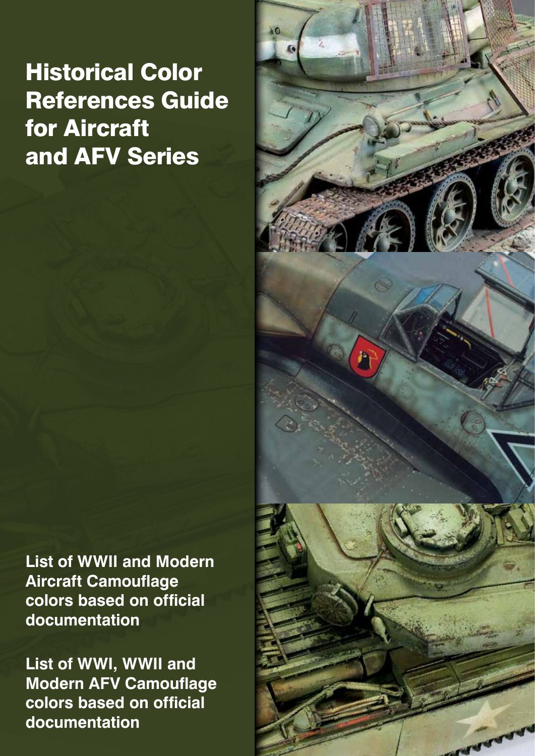# Historical Color References Guide for Aircraft and AFV Series

**List of WWII and Modern Aircraft Camouflage colors based on official documentation**

**List of WWI, WWII and Modern AFV Camouflage colors based on official documentation**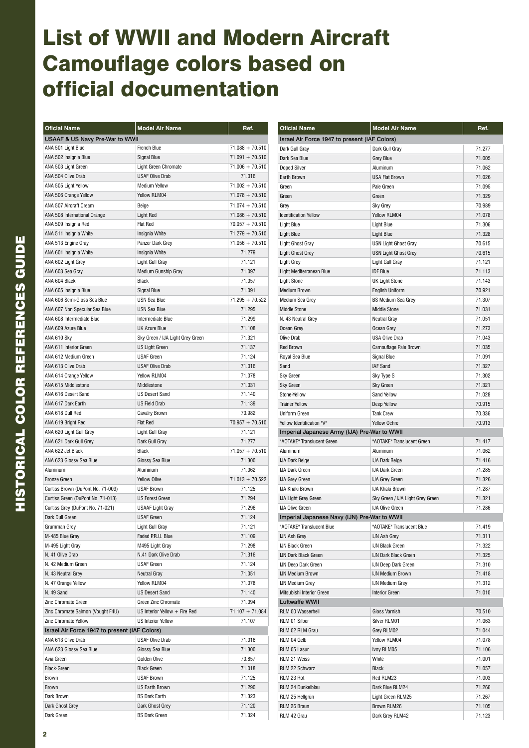# List of WWII and Modern Aircraft Camouflage colors based on official documentation

| Oficial Name | Model Air Name | Ref. |
|---|---|---|
| **USAAF & US Navy Pre-War to WWII** | | |
| ANA 501 Light Blue | French Blue | 71.088 + 70.510 |
| ANA 502 Insignia Blue | Signal Blue | 71.091 + 70.510 |
| ANA 503 Light Green | Light Green Chromate | 71.006 + 70.510 |
| ANA 504 Olive Drab | USAF Olive Drab | 71.016 |
| ANA 505 Light Yellow | Medium Yellow | 71.002 + 70.510 |
| ANA 506 Orange Yellow | Yellow RLM04 | 71.078 + 70.510 |
| ANA 507 Aircraft Cream | Beige | 71.074 + 70.510 |
| ANA 508 International Orange | Light Red | 71.086 + 70.510 |
| ANA 509 Insignia Red | Flat Red | 70.957 + 70.510 |
| ANA 511 Insignia White | Insignia White | 71.279 + 70.510 |
| ANA 513 Engine Gray | Panzer Dark Grey | 71.056 + 70.510 |
| ANA 601 Insignia White | Insignia White | 71.279 |
| ANA 602 Light Grey | Light Gull Gray | 71.121 |
| ANA 603 Sea Gray | Medium Gunship Gray | 71.097 |
| ANA 604 Black | Black | 71.057 |
| ANA 605 Insignia Blue | Signal Blue | 71.091 |
| ANA 606 Semi-Gloss Sea Blue | USN Sea Blue | 71.295 + 70.522 |
| ANA 607 Non Specular Sea Blue | USN Sea Blue | 71.295 |
| ANA 608 Intermediate Blue | Intermediate Blue | 71.299 |
| ANA 609 Azure Blue | UK Azure Blue | 71.108 |
| ANA 610 Sky | Sky Green / IJA Light Grey Green | 71.321 |
| ANA 611 Interior Green | US Light Green | 71.137 |
| ANA 612 Medium Green | USAF Green | 71.124 |
| ANA 613 Olive Drab | USAF Olive Drab | 71.016 |
| ANA 614 Orange Yellow | Yellow RLM04 | 71.078 |
| ANA 615 Middlestone | Middlestone | 71.031 |
| ANA 616 Desert Sand | US Desert Sand | 71.140 |
| ANA 617 Dark Earth | US Field Drab | 71.139 |
| ANA 618 Dull Red | Cavalry Brown | 70.982 |
| ANA 619 Bright Red | Flat Red | 70.957 + 70.510 |
| ANA 620 Light Gull Grey | Light Gull Gray | 71.121 |
| ANA 621 Dark Gull Grey | Dark Gull Gray | 71.277 |
| ANA 622 Jet Black | Black | 71.057 + 70.510 |
| ANA 623 Glossy Sea Blue | Glossy Sea Blue | 71.300 |
| Aluminum | Aluminum | 71.062 |
| Bronze Green | Yellow Olive | 71.013 + 70.522 |
| Curtiss Brown (DuPont No. 71-009) | USAF Brown | 71.125 |
| Curtiss Green (DuPont No. 71-013) | US Forest Green | 71.294 |
| Curtiss Grey (DuPont No. 71-021) | USAAF Light Gray | 71.296 |
| Dark Dull Green | USAF Green | 71.124 |
| Grumman Grey | Light Gull Gray | 71.121 |
| M-485 Blue Gray | Faded PR.U. Blue | 71.109 |
| M-495 Light Gray | M495 Light Gray | 71.298 |
| N. 41 Olive Drab | N.41 Dark Olive Drab | 71.316 |
| N. 42 Medium Green | USAF Green | 71.124 |
| N. 43 Neutral Grey | Neutral Gray | 71.051 |
| N. 47 Orange Yellow | Yellow RLM04 | 71.078 |
| N. 49 Sand | US Desert Sand | 71.140 |
| Zinc Chromate Green | Green Zinc Chromate | 71.094 |
| Zinc Chromate Salmon (Vought F4U) | US Interior Yellow + Fire Red | 71.107 + 71.084 |
| Zinc Chromate Yellow | US Interior Yellow | 71.107 |
| **Israel Air Force 1947 to present (IAF Colors)** | | |
| ANA 613 Olive Drab | USAF Olive Drab | 71.016 |
| ANA 623 Glossy Sea Blue | Glossy Sea Blue | 71.300 |
| Avia Green | Golden Olive | 70.857 |
| Black-Green | Black Green | 71.018 |
| Brown | USAF Brown | 71.125 |
| Brown | US Earth Brown | 71.290 |
| Dark Brown | BS Dark Earth | 71.323 |
| Dark Ghost Grey | Dark Ghost Grey | 71.120 |
| Dark Green | BS Dark Green | 71.324 |
| Dark Gull Gray | Dark Gull Gray | 71.277 |
| Dark Sea Blue | Grey Blue | 71.005 |
| Doped Silver | Aluminum | 71.062 |
| Earth Brown | USA Flat Brown | 71.026 |
| Green | Pale Green | 71.095 |
| Green | Green | 71.329 |
| Grey | Sky Grey | 70.989 |
| Identification Yellow | Yellow RLM04 | 71.078 |
| Light Blue | Light Blue | 71.306 |
| Light Blue | Light Blue | 71.328 |
| Light Ghost Gray | USN Light Ghost Gray | 70.615 |
| Light Ghost Grey | USN Light Ghost Grey | 70.615 |
| Light Grey | Light Gull Gray | 71.121 |
| Light Mediterranean Blue | IDF Blue | 71.113 |
| Light Stone | UK Light Stone | 71.143 |
| Medium Brown | English Uniform | 70.921 |
| Medium Sea Grey | BS Medium Sea Grey | 71.307 |
| Middle Stone | Middle Stone | 71.031 |
| N. 43 Neutral Grey | Neutral Gray | 71.051 |
| Ocean Grey | Ocean Grey | 71.273 |
| Olive Drab | USA Olive Drab | 71.043 |
| Red Brown | Camouflage Pale Brown | 71.035 |
| Royal Sea Blue | Signal Blue | 71.091 |
| Sand | IAF Sand | 71.327 |
| Sky Green | Sky Type S | 71.302 |
| Sky Green | Sky Green | 71.321 |
| Stone-Yellow | Sand Yellow | 71.028 |
| Trainer Yellow | Deep Yellow | 70.915 |
| Uniform Green | Tank Crew | 70.336 |
| Yellow Identification "V" | Yellow Ochre | 70.913 |
| **Imperial Japanese Army (IJA) Pre-War to WWII** | | |
| "AOTAKE" Translucent Green | "AOTAKE" Translucent Green | 71.417 |
| Aluminum | Aluminum | 71.062 |
| IJA Dark Beige | IJA Dark Beige | 71.416 |
| IJA Dark Green | IJA Dark Green | 71.285 |
| IJA Grey Green | IJA Grey Green | 71.326 |
| IJA Khaki Brown | IJA Khaki Brown | 71.287 |
| IJA Light Grey Green | Sky Green / IJA Light Grey Green | 71.321 |
| IJA Olive Green | IJA Olive Green | 71.286 |
| **Imperial Japanese Navy (IJN) Pre-War to WWII** | | |
| "AOTAKE" Translucent Blue | "AOTAKE" Translucent Blue | 71.419 |
| IJN Ash Grey | IJN Ash Grey | 71.311 |
| IJN Black Green | IJN Black Green | 71.322 |
| IJN Dark Black Green | IJN Dark Black Green | 71.325 |
| IJN Deep Dark Green | IJN Deep Dark Green | 71.310 |
| IJN Medium Brown | IJN Medium Brown | 71.418 |
| IJN Medium Grey | IJN Medium Grey | 71.312 |
| Mitsubishi Interior Green | Interior Green | 71.010 |
| **Luftwaffe WWII** | | |
| RLM 00 Wasserhell | Gloss Varnish | 70.510 |
| RLM 01 Silber | Silver RLM01 | 71.063 |
| RLM 02 RLM Grau | Grey RLM02 | 71.044 |
| RLM 04 Gelb | Yellow RLM04 | 71.078 |
| RLM 05 Lasur | Ivoy RLM05 | 71.106 |
| RLM 21 Weiss | White | 71.001 |
| RLM 22 Schwarz | Black | 71.057 |
| RLM 23 Rot | Red RLM23 | 71.003 |
| RLM 24 Dunkelblau | Dark Blue RLM24 | 71.266 |
| RLM 25 Hellgrün | Light Green RLM25 | 71.267 |
| RLM 26 Braun | Brown RLM26 | 71.105 |
| RLM 42 Grau | Dark Grey RLM42 | 71.123 |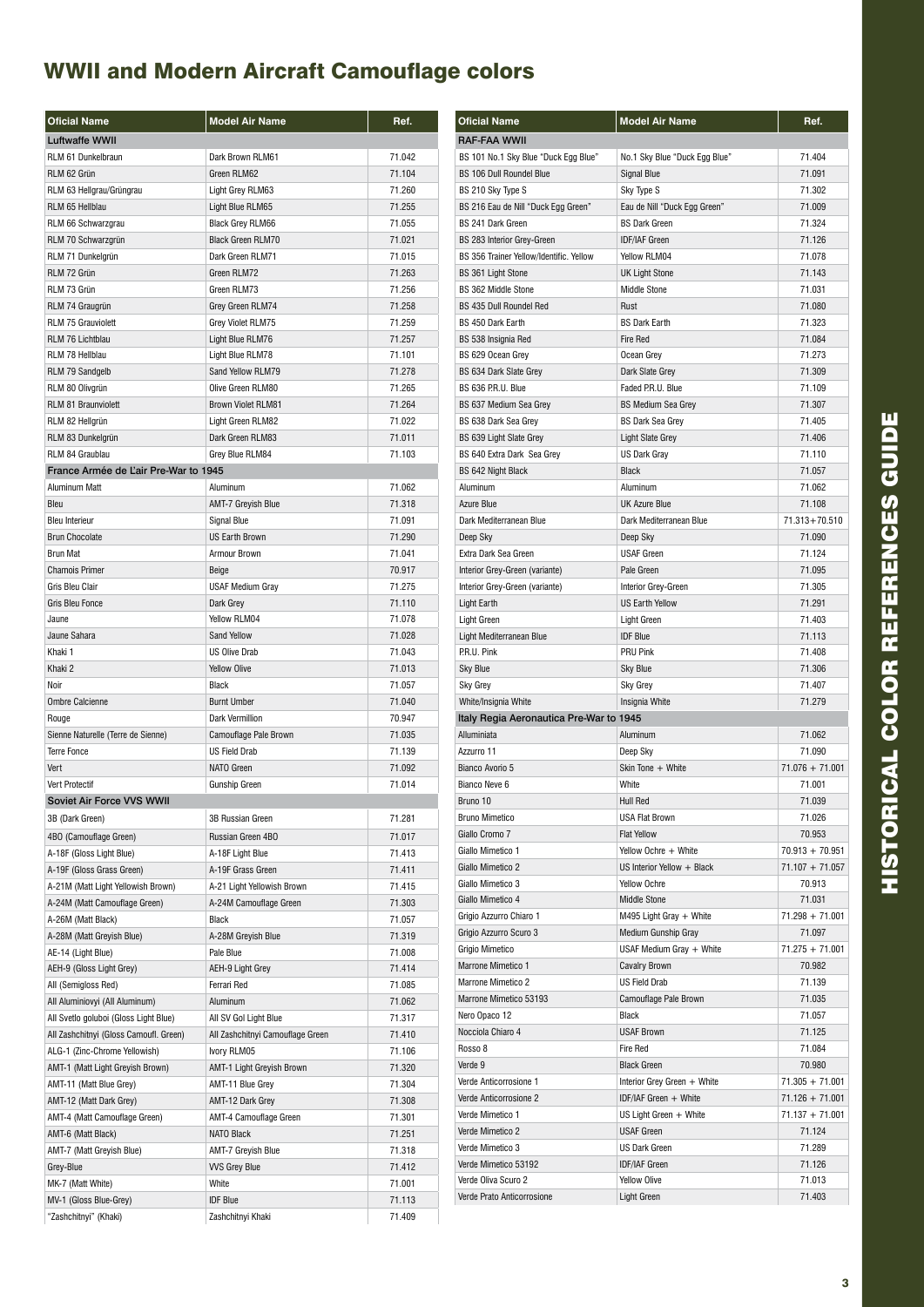# WWII and Modern Aircraft Camouflage colors

| Oficial Name | Model Air Name | Ref. |
|---|---|---|
| **Luftwaffe WWII** | | |
| RLM 61 Dunkelbraun | Dark Brown RLM61 | 71.042 |
| RLM 62 Grün | Green RLM62 | 71.104 |
| RLM 63 Hellgrau/Grüngrau | Light Grey RLM63 | 71.260 |
| RLM 65 Hellblau | Light Blue RLM65 | 71.255 |
| RLM 66 Schwarzgrau | Black Grey RLM66 | 71.055 |
| RLM 70 Schwarzgrün | Black Green RLM70 | 71.021 |
| RLM 71 Dunkelgrün | Dark Green RLM71 | 71.015 |
| RLM 72 Grün | Green RLM72 | 71.263 |
| RLM 73 Grün | Green RLM73 | 71.256 |
| RLM 74 Graugrün | Grey Green RLM74 | 71.258 |
| RLM 75 Grauviolett | Grey Violet RLM75 | 71.259 |
| RLM 76 Lichtblau | Light Blue RLM76 | 71.257 |
| RLM 78 Hellblau | Light Blue RLM78 | 71.101 |
| RLM 79 Sandgelb | Sand Yellow RLM79 | 71.278 |
| RLM 80 Olivgrün | Olive Green RLM80 | 71.265 |
| RLM 81 Braunviolett | Brown Violet RLM81 | 71.264 |
| RLM 82 Hellgrün | Light Green RLM82 | 71.022 |
| RLM 83 Dunkelgrün | Dark Green RLM83 | 71.011 |
| RLM 84 Graublau | Grey Blue RLM84 | 71.103 |
| **France Armée de L'air Pre-War to 1945** | | |
| Aluminum Matt | Aluminum | 71.062 |
| Bleu | AMT-7 Greyish Blue | 71.318 |
| Bleu Interieur | Signal Blue | 71.091 |
| Brun Chocolate | US Earth Brown | 71.290 |
| Brun Mat | Armour Brown | 71.041 |
| Chamois Primer | Beige | 70.917 |
| Gris Bleu Clair | USAF Medium Gray | 71.275 |
| Gris Bleu Fonce | Dark Grey | 71.110 |
| Jaune | Yellow RLM04 | 71.078 |
| Jaune Sahara | Sand Yellow | 71.028 |
| Khaki 1 | US Olive Drab | 71.043 |
| Khaki 2 | Yellow Olive | 71.013 |
| Noir | Black | 71.057 |
| Ombre Calcienne | Burnt Umber | 71.040 |
| Rouge | Dark Vermillion | 70.947 |
| Sienne Naturelle (Terre de Sienne) | Camouflage Pale Brown | 71.035 |
| Terre Fonce | US Field Drab | 71.139 |
| Vert | NATO Green | 71.092 |
| Vert Protectif | Gunship Green | 71.014 |
| **Soviet Air Force VVS WWII** | | |
| 3B (Dark Green) | 3B Russian Green | 71.281 |
| 4BO (Camouflage Green) | Russian Green 4BO | 71.017 |
| A-18F (Gloss Light Blue) | A-18F Light Blue | 71.413 |
| A-19F (Gloss Grass Green) | A-19F Grass Green | 71.411 |
| A-21M (Matt Light Yellowish Brown) | A-21 Light Yellowish Brown | 71.415 |
| A-24M (Matt Camouflage Green) | A-24M Camouflage Green | 71.303 |
| A-26M (Matt Black) | Black | 71.057 |
| A-28M (Matt Greyish Blue) | A-28M Greyish Blue | 71.319 |
| AE-14 (Light Blue) | Pale Blue | 71.008 |
| AEH-9 (Gloss Light Grey) | AEH-9 Light Grey | 71.414 |
| All (Semigloss Red) | Ferrari Red | 71.085 |
| All Aluminiovyi (All Aluminum) | Aluminum | 71.062 |
| All Svetlo goluboi (Gloss Light Blue) | All SV Gol Light Blue | 71.317 |
| All Zashchitnyi (Gloss Camoufl. Green) | All Zashchitnyi Camouflage Green | 71.410 |
| ALG-1 (Zinc-Chrome Yellowish) | Ivory RLM05 | 71.106 |
| AMT-1 (Matt Light Greyish Brown) | AMT-1 Light Greyish Brown | 71.320 |
| AMT-11 (Matt Blue Grey) | AMT-11 Blue Grey | 71.304 |
| AMT-12 (Matt Dark Grey) | AMT-12 Dark Grey | 71.308 |
| AMT-4 (Matt Camouflage Green) | AMT-4 Camouflage Green | 71.301 |
| AMT-6 (Matt Black) | NATO Black | 71.251 |
| AMT-7 (Matt Greyish Blue) | AMT-7 Greyish Blue | 71.318 |
| Grey-Blue | VVS Grey Blue | 71.412 |
| MK-7 (Matt White) | White | 71.001 |
| MV-1 (Gloss Blue-Grey) | IDF Blue | 71.113 |
| "Zashchitnyi" (Khaki) | Zashchitnyi Khaki | 71.409 |

| Oficial Name | Model Air Name | Ref. |
|---|---|---|
| **RAF-FAA WWII** | | |
| BS 101 No.1 Sky Blue "Duck Egg Blue" | No.1 Sky Blue "Duck Egg Blue" | 71.404 |
| BS 106 Dull Roundel Blue | Signal Blue | 71.091 |
| BS 210 Sky Type S | Sky Type S | 71.302 |
| BS 216 Eau de Nill "Duck Egg Green" | Eau de Nill "Duck Egg Green" | 71.009 |
| BS 241 Dark Green | BS Dark Green | 71.324 |
| BS 283 Interior Grey-Green | IDF/IAF Green | 71.126 |
| BS 356 Trainer Yellow/Identific. Yellow | Yellow RLM04 | 71.078 |
| BS 361 Light Stone | UK Light Stone | 71.143 |
| BS 362 Middle Stone | Middle Stone | 71.031 |
| BS 435 Dull Roundel Red | Rust | 71.080 |
| BS 450 Dark Earth | BS Dark Earth | 71.323 |
| BS 538 Insignia Red | Fire Red | 71.084 |
| BS 629 Ocean Grey | Ocean Grey | 71.273 |
| BS 634 Dark Slate Grey | Dark Slate Grey | 71.309 |
| BS 636 P.R.U. Blue | Faded P.R.U. Blue | 71.109 |
| BS 637 Medium Sea Grey | BS Medium Sea Grey | 71.307 |
| BS 638 Dark Sea Grey | BS Dark Sea Grey | 71.405 |
| BS 639 Light Slate Grey | Light Slate Grey | 71.406 |
| BS 640 Extra Dark Sea Grey | US Dark Gray | 71.110 |
| BS 642 Night Black | Black | 71.057 |
| Aluminum | Aluminum | 71.062 |
| Azure Blue | UK Azure Blue | 71.108 |
| Dark Mediterranean Blue | Dark Mediterranean Blue | 71.313+70.510 |
| Deep Sky | Deep Sky | 71.090 |
| Extra Dark Sea Green | USAF Green | 71.124 |
| Interior Grey-Green (variante) | Pale Green | 71.095 |
| Interior Grey-Green (variante) | Interior Grey-Green | 71.305 |
| Light Earth | US Earth Yellow | 71.291 |
| Light Green | Light Green | 71.403 |
| Light Mediterranean Blue | IDF Blue | 71.113 |
| P.R.U. Pink | PRU Pink | 71.408 |
| Sky Blue | Sky Blue | 71.306 |
| Sky Grey | Sky Grey | 71.407 |
| White/Insignia White | Insignia White | 71.279 |
| **Italy Regia Aeronautica Pre-War to 1945** | | |
| Alluminiata | Aluminum | 71.062 |
| Azzurro 11 | Deep Sky | 71.090 |
| Bianco Avorio 5 | Skin Tone + White | 71.076 + 71.001 |
| Bianco Neve 6 | White | 71.001 |
| Bruno 10 | Hull Red | 71.039 |
| Bruno Mimetico | USA Flat Brown | 71.026 |
| Giallo Cromo 7 | Flat Yellow | 70.953 |
| Giallo Mimetico 1 | Yellow Ochre + White | 70.913 + 70.951 |
| Giallo Mimetico 2 | US Interior Yellow + Black | 71.107 + 71.057 |
| Giallo Mimetico 3 | Yellow Ochre | 70.913 |
| Giallo Mimetico 4 | Middle Stone | 71.031 |
| Grigio Azzurro Chiaro 1 | M495 Light Gray + White | 71.298 + 71.001 |
| Grigio Azzurro Scuro 3 | Medium Gunship Gray | 71.097 |
| Grigio Mimetico | USAF Medium Gray + White | 71.275 + 71.001 |
| Marrone Mimetico 1 | Cavalry Brown | 70.982 |
| Marrone Mimetico 2 | US Field Drab | 71.139 |
| Marrone Mimetico 53193 | Camouflage Pale Brown | 71.035 |
| Nero Opaco 12 | Black | 71.057 |
| Nocciola Chiaro 4 | USAF Brown | 71.125 |
| Rosso 8 | Fire Red | 71.084 |
| Verde 9 | Black Green | 70.980 |
| Verde Anticorrosione 1 | Interior Grey Green + White | 71.305 + 71.001 |
| Verde Anticorrosione 2 | IDF/IAF Green + White | 71.126 + 71.001 |
| Verde Mimetico 1 | US Light Green + White | 71.137 + 71.001 |
| Verde Mimetico 2 | USAF Green | 71.124 |
| Verde Mimetico 3 | US Dark Green | 71.289 |
| Verde Mimetico 53192 | IDF/IAF Green | 71.126 |
| Verde Oliva Scuro 2 | Yellow Olive | 71.013 |
| Verde Prato Anticorrosione | Light Green | 71.403 |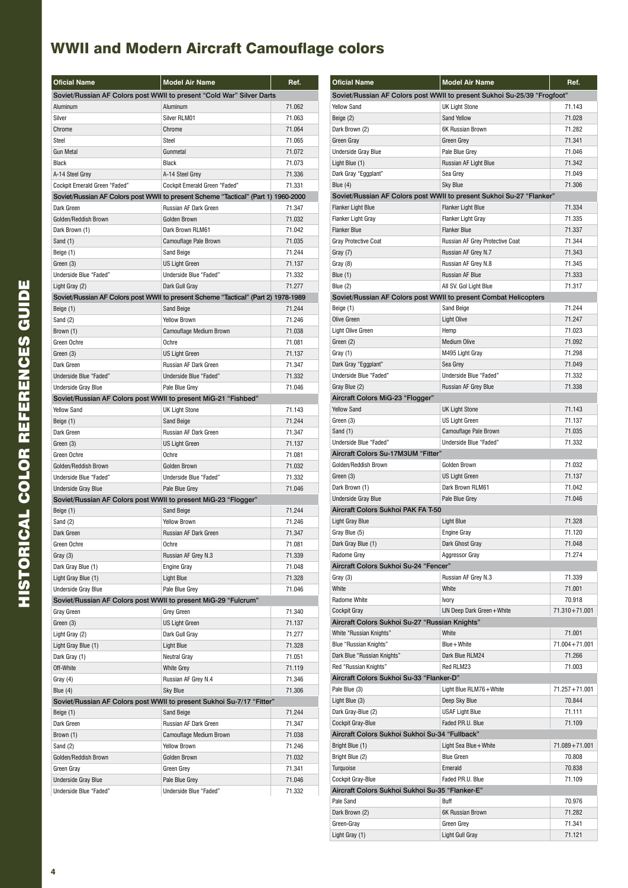# WWII and Modern Aircraft Camouflage colors

| Oficial Name | Model Air Name | Ref. |
|---|---|---|
| Soviet/Russian AF Colors post WWII to present "Cold War" Silver Darts | | |
| Aluminum | Aluminum | 71.062 |
| Silver | Silver RLM01 | 71.063 |
| Chrome | Chrome | 71.064 |
| Steel | Steel | 71.065 |
| Gun Metal | Gunmetal | 71.072 |
| Black | Black | 71.073 |
| A-14 Steel Grey | A-14 Steel Grey | 71.336 |
| Cockpit Emerald Green "Faded" | Cockpit Emerald Green "Faded" | 71.331 |
| Soviet/Russian AF Colors post WWII to present Scheme "Tactical" (Part 1) 1960-2000 | | |
| Dark Green | Russian AF Dark Green | 71.347 |
| Golden/Reddish Brown | Golden Brown | 71.032 |
| Dark Brown (1) | Dark Brown RLM61 | 71.042 |
| Sand (1) | Camouflage Pale Brown | 71.035 |
| Beige (1) | Sand Beige | 71.244 |
| Green (3) | US Light Green | 71.137 |
| Underside Blue "Faded" | Underside Blue "Faded" | 71.332 |
| Light Gray (2) | Dark Gull Gray | 71.277 |
| Soviet/Russian AF Colors post WWII to present Scheme "Tactical" (Part 2) 1978-1989 | | |
| Beige (1) | Sand Beige | 71.244 |
| Sand (2) | Yellow Brown | 71.246 |
| Brown (1) | Camouflage Medium Brown | 71.038 |
| Green Ochre | Ochre | 71.081 |
| Green (3) | US Light Green | 71.137 |
| Dark Green | Russian AF Dark Green | 71.347 |
| Underside Blue "Faded" | Underside Blue "Faded" | 71.332 |
| Underside Gray Blue | Pale Blue Grey | 71.046 |
| Soviet/Russian AF Colors post WWII to present MiG-21 "Fishbed" | | |
| Yellow Sand | UK Light Stone | 71.143 |
| Beige (1) | Sand Beige | 71.244 |
| Dark Green | Russian AF Dark Green | 71.347 |
| Green (3) | US Light Green | 71.137 |
| Green Ochre | Ochre | 71.081 |
| Golden/Reddish Brown | Golden Brown | 71.032 |
| Underside Blue "Faded" | Underside Blue "Faded" | 71.332 |
| Underside Gray Blue | Pale Blue Grey | 71.046 |
| Soviet/Russian AF Colors post WWII to present MiG-23 "Flogger" | | |
| Beige (1) | Sand Beige | 71.244 |
| Sand (2) | Yellow Brown | 71.246 |
| Dark Green | Russian AF Dark Green | 71.347 |
| Green Ochre | Ochre | 71.081 |
| Gray (3) | Russian AF Grey N.3 | 71.339 |
| Dark Gray Blue (1) | Engine Gray | 71.048 |
| Light Gray Blue (1) | Light Blue | 71.328 |
| Underside Gray Blue | Pale Blue Grey | 71.046 |
| Soviet/Russian AF Colors post WWII to present MiG-29 "Fulcrum" | | |
| Gray Green | Grey Green | 71.340 |
| Green (3) | US Light Green | 71.137 |
| Light Gray (2) | Dark Gull Gray | 71.277 |
| Light Gray Blue (1) | Light Blue | 71.328 |
| Dark Gray (1) | Neutral Gray | 71.051 |
| Off-White | White Grey | 71.119 |
| Gray (4) | Russian AF Grey N.4 | 71.346 |
| Blue (4) | Sky Blue | 71.306 |
| Soviet/Russian AF Colors post WWII to present Sukhoi Su-7/17 "Fitter" | | |
| Beige (1) | Sand Beige | 71.244 |
| Dark Green | Russian AF Dark Green | 71.347 |
| Brown (1) | Camouflage Medium Brown | 71.038 |
| Sand (2) | Yellow Brown | 71.246 |
| Golden/Reddish Brown | Golden Brown | 71.032 |
| Green Gray | Green Grey | 71.341 |
| Underside Gray Blue | Pale Blue Grey | 71.046 |
| Underside Blue "Faded" | Underside Blue "Faded" | 71.332 |

| Oficial Name | Model Air Name | Ref. |
|---|---|---|
| Soviet/Russian AF Colors post WWII to present Sukhoi Su-25/39 "Frogfoot" | | |
| Yellow Sand | UK Light Stone | 71.143 |
| Beige (2) | Sand Yellow | 71.028 |
| Dark Brown (2) | 6K Russian Brown | 71.282 |
| Green Gray | Green Grey | 71.341 |
| Underside Gray Blue | Pale Blue Grey | 71.046 |
| Light Blue (1) | Russian AF Light Blue | 71.342 |
| Dark Gray "Eggplant" | Sea Grey | 71.049 |
| Blue (4) | Sky Blue | 71.306 |
| Soviet/Russian AF Colors post WWII to present Sukhoi Su-27 "Flanker" | | |
| Flanker Light Blue | Flanker Light Blue | 71.334 |
| Flanker Light Gray | Flanker Light Gray | 71.335 |
| Flanker Blue | Flanker Blue | 71.337 |
| Gray Protective Coat | Russian AF Grey Protective Coat | 71.344 |
| Gray (7) | Russian AF Grey N.7 | 71.343 |
| Gray (8) | Russian AF Grey N.8 | 71.345 |
| Blue (1) | Russian AF Blue | 71.333 |
| Blue (2) | All SV. Gol Light Blue | 71.317 |
| Soviet/Russian AF Colors post WWII to present Combat Helicopters | | |
| Beige (1) | Sand Beige | 71.244 |
| Olive Green | Light Olive | 71.247 |
| Light Olive Green | Hemp | 71.023 |
| Green (2) | Medium Olive | 71.092 |
| Gray (1) | M495 Light Gray | 71.298 |
| Dark Gray "Eggplant" | Sea Grey | 71.049 |
| Underside Blue "Faded" | Underside Blue "Faded" | 71.332 |
| Gray Blue (2) | Russian AF Grey Blue | 71.338 |
| Aircraft Colors MiG-23 "Flogger" | | |
| Yellow Sand | UK Light Stone | 71.143 |
| Green (3) | US Light Green | 71.137 |
| Sand (1) | Camouflage Pale Brown | 71.035 |
| Underside Blue "Faded" | Underside Blue "Faded" | 71.332 |
| Aircraft Colors Su-17M3UM "Fitter" | | |
| Golden/Reddish Brown | Golden Brown | 71.032 |
| Green (3) | US Light Green | 71.137 |
| Dark Brown (1) | Dark Brown RLM61 | 71.042 |
| Underside Gray Blue | Pale Blue Grey | 71.046 |
| Aircraft Colors Sukhoi PAK FA T-50 | | |
| Light Gray Blue | Light Blue | 71.328 |
| Gray Blue (5) | Engine Gray | 71.120 |
| Dark Gray Blue (1) | Dark Ghost Gray | 71.048 |
| Radome Grey | Aggressor Gray | 71.274 |
| Aircraft Colors Sukhoi Su-24 "Fencer" | | |
| Gray (3) | Russian AF Grey N.3 | 71.339 |
| White | White | 71.001 |
| Radome White | Ivory | 70.918 |
| Cockpit Gray | IJN Deep Dark Green+White | 71.310+71.001 |
| Aircraft Colors Sukhoi Su-27 "Russian Knights" | | |
| White "Russian Knights" | White | 71.001 |
| Blue "Russian Knights" | Blue+White | 71.004+71.001 |
| Dark Blue "Russian Knights" | Dark Blue RLM24 | 71.266 |
| Red "Russian Knights" | Red RLM23 | 71.003 |
| Aircraft Colors Sukhoi Su-33 "Flanker-D" | | |
| Pale Blue (3) | Light Blue RLM76+White | 71.257+71.001 |
| Light Blue (3) | Deep Sky Blue | 70.844 |
| Dark Gray-Blue (2) | USAF Light Blue | 71.111 |
| Cockpit Gray-Blue | Faded P.R.U. Blue | 71.109 |
| Aircraft Colors Sukhoi Sukhoi Su-34 "Fullback" | | |
| Bright Blue (1) | Light Sea Blue+White | 71.089+71.001 |
| Bright Blue (2) | Blue Green | 70.808 |
| Turquoise | Emerald | 70.838 |
| Cockpit Gray-Blue | Faded P.R.U. Blue | 71.109 |
| Aircraft Colors Sukhoi Sukhoi Su-35 "Flanker-E" | | |
| Pale Sand | Buff | 70.976 |
| Dark Brown (2) | 6K Russian Brown | 71.282 |
| Green-Gray | Green Grey | 71.341 |
| Light Gray (1) | Light Gull Gray | 71.121 |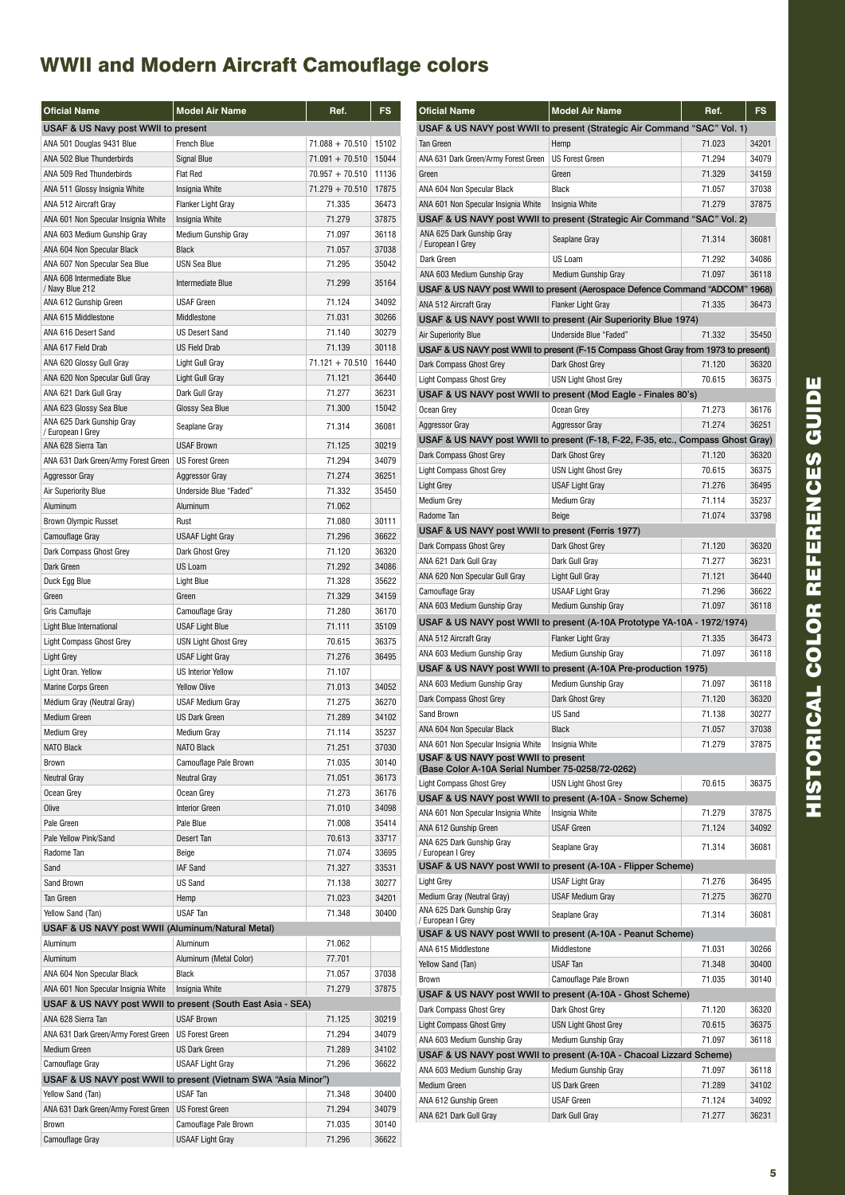# WWII and Modern Aircraft Camouflage colors

| Oficial Name | Model Air Name | Ref. | FS |
|---|---|---|---|
| **USAF & US Navy post WWII to present** | | | |
| ANA 501 Douglas 9431 Blue | French Blue | 71.088 + 70.510 | 15102 |
| ANA 502 Blue Thunderbirds | Signal Blue | 71.091 + 70.510 | 15044 |
| ANA 509 Red Thunderbirds | Flat Red | 70.957 + 70.510 | 11136 |
| ANA 511 Glossy Insignia White | Insignia White | 71.279 + 70.510 | 17875 |
| ANA 512 Aircraft Gray | Flanker Light Gray | 71.335 | 36473 |
| ANA 601 Non Specular Insignia White | Insignia White | 71.279 | 37875 |
| ANA 603 Medium Gunship Gray | Medium Gunship Gray | 71.097 | 36118 |
| ANA 604 Non Specular Black | Black | 71.057 | 37038 |
| ANA 607 Non Specular Sea Blue | USN Sea Blue | 71.295 | 35042 |
| ANA 608 Intermediate Blue / Navy Blue 212 | Intermediate Blue | 71.299 | 35164 |
| ANA 612 Gunship Green | USAF Green | 71.124 | 34092 |
| ANA 615 Middlestone | Middlestone | 71.031 | 30266 |
| ANA 616 Desert Sand | US Desert Sand | 71.140 | 30279 |
| ANA 617 Field Drab | US Field Drab | 71.139 | 30118 |
| ANA 620 Glossy Gull Gray | Light Gull Gray | 71.121 + 70.510 | 16440 |
| ANA 620 Non Specular Gull Gray | Light Gull Gray | 71.121 | 36440 |
| ANA 621 Dark Gull Gray | Dark Gull Gray | 71.277 | 36231 |
| ANA 623 Glossy Sea Blue | Glossy Sea Blue | 71.300 | 15042 |
| ANA 625 Dark Gunship Gray / European I Grey | Seaplane Gray | 71.314 | 36081 |
| ANA 628 Sierra Tan | USAF Brown | 71.125 | 30219 |
| ANA 631 Dark Green/Army Forest Green | US Forest Green | 71.294 | 34079 |
| Aggressor Gray | Aggressor Gray | 71.274 | 36251 |
| Air Superiority Blue | Underside Blue "Faded" | 71.332 | 35450 |
| Aluminum | Aluminum | 71.062 | |
| Brown Olympic Russet | Rust | 71.080 | 30111 |
| Camouflage Gray | USAAF Light Gray | 71.296 | 36622 |
| Dark Compass Ghost Grey | Dark Ghost Grey | 71.120 | 36320 |
| Dark Green | US Loam | 71.292 | 34086 |
| Duck Egg Blue | Light Blue | 71.328 | 35622 |
| Green | Green | 71.329 | 34159 |
| Gris Camuflaje | Camouflage Gray | 71.280 | 36170 |
| Light Blue International | USAF Light Blue | 71.111 | 35109 |
| Light Compass Ghost Grey | USN Light Ghost Grey | 70.615 | 36375 |
| Light Grey | USAF Light Gray | 71.276 | 36495 |
| Light Oran. Yellow | US Interior Yellow | 71.107 | |
| Marine Corps Green | Yellow Olive | 71.013 | 34052 |
| Médium Gray (Neutral Gray) | USAF Medium Gray | 71.275 | 36270 |
| Medium Green | US Dark Green | 71.289 | 34102 |
| Medium Grey | Medium Gray | 71.114 | 35237 |
| NATO Black | NATO Black | 71.251 | 37030 |
| Brown | Camouflage Pale Brown | 71.035 | 30140 |
| Neutral Gray | Neutral Gray | 71.051 | 36173 |
| Ocean Grey | Ocean Grey | 71.273 | 36176 |
| Olive | Interior Green | 71.010 | 34098 |
| Pale Green | Pale Blue | 71.008 | 35414 |
| Pale Yellow Pink/Sand | Desert Tan | 70.613 | 33717 |
| Radome Tan | Beige | 71.074 | 33695 |
| Sand | IAF Sand | 71.327 | 33531 |
| Sand Brown | US Sand | 71.138 | 30277 |
| Tan Green | Hemp | 71.023 | 34201 |
| Yellow Sand (Tan) | USAF Tan | 71.348 | 30400 |
| **USAF & US NAVY post WWII (Aluminum/Natural Metal)** | | | |
| Aluminum | Aluminum | 71.062 | |
| Aluminum | Aluminum (Metal Color) | 77.701 | |
| ANA 604 Non Specular Black | Black | 71.057 | 37038 |
| ANA 601 Non Specular Insignia White | Insignia White | 71.279 | 37875 |
| **USAF & US NAVY post WWII to present (South East Asia - SEA)** | | | |
| ANA 628 Sierra Tan | USAF Brown | 71.125 | 30219 |
| ANA 631 Dark Green/Army Forest Green | US Forest Green | 71.294 | 34079 |
| Medium Green | US Dark Green | 71.289 | 34102 |
| Camouflage Gray | USAAF Light Gray | 71.296 | 36622 |
| **USAF & US NAVY post WWII to present (Vietnam SWA "Asia Minor")** | | | |
| Yellow Sand (Tan) | USAF Tan | 71.348 | 30400 |
| ANA 631 Dark Green/Army Forest Green | US Forest Green | 71.294 | 34079 |
| Brown | Camouflage Pale Brown | 71.035 | 30140 |
| Camouflage Gray | USAAF Light Gray | 71.296 | 36622 |

| Oficial Name | Model Air Name | Ref. | FS |
|---|---|---|---|
| **USAF & US NAVY post WWII to present (Strategic Air Command "SAC" Vol. 1)** | | | |
| Tan Green | Hemp | 71.023 | 34201 |
| ANA 631 Dark Green/Army Forest Green | US Forest Green | 71.294 | 34079 |
| Green | Green | 71.329 | 34159 |
| ANA 604 Non Specular Black | Black | 71.057 | 37038 |
| ANA 601 Non Specular Insignia White | Insignia White | 71.279 | 37875 |
| **USAF & US NAVY post WWII to present (Strategic Air Command "SAC" Vol. 2)** | | | |
| ANA 625 Dark Gunship Gray / European I Grey | Seaplane Gray | 71.314 | 36081 |
| Dark Green | US Loam | 71.292 | 34086 |
| ANA 603 Medium Gunship Gray | Medium Gunship Gray | 71.097 | 36118 |
| **USAF & US NAVY post WWII to present (Aerospace Defence Command "ADCOM" 1968)** | | | |
| ANA 512 Aircraft Gray | Flanker Light Gray | 71.335 | 36473 |
| **USAF & US NAVY post WWII to present (Air Superiority Blue 1974)** | | | |
| Air Superiority Blue | Underside Blue "Faded" | 71.332 | 35450 |
| **USAF & US NAVY post WWII to present (F-15 Compass Ghost Gray from 1973 to present)** | | | |
| Dark Compass Ghost Grey | Dark Ghost Grey | 71.120 | 36320 |
| Light Compass Ghost Grey | USN Light Ghost Grey | 70.615 | 36375 |
| **USAF & US NAVY post WWII to present (Mod Eagle - Finales 80's)** | | | |
| Ocean Grey | Ocean Grey | 71.273 | 36176 |
| Aggressor Gray | Aggressor Gray | 71.274 | 36251 |
| **USAF & US NAVY post WWII to present (F-18, F-22, F-35, etc., Compass Ghost Gray)** | | | |
| Dark Compass Ghost Grey | Dark Ghost Grey | 71.120 | 36320 |
| Light Compass Ghost Grey | USN Light Ghost Grey | 70.615 | 36375 |
| Light Grey | USAF Light Gray | 71.276 | 36495 |
| Medium Grey | Medium Gray | 71.114 | 35237 |
| Radome Tan | Beige | 71.074 | 33798 |
| **USAF & US NAVY post WWII to present (Ferris 1977)** | | | |
| Dark Compass Ghost Grey | Dark Ghost Grey | 71.120 | 36320 |
| ANA 621 Dark Gull Gray | Dark Gull Gray | 71.277 | 36231 |
| ANA 620 Non Specular Gull Gray | Light Gull Gray | 71.121 | 36440 |
| Camouflage Gray | USAAF Light Gray | 71.296 | 36622 |
| ANA 603 Medium Gunship Gray | Medium Gunship Gray | 71.097 | 36118 |
| **USAF & US NAVY post WWII to present (A-10A Prototype YA-10A - 1972/1974)** | | | |
| ANA 512 Aircraft Gray | Flanker Light Gray | 71.335 | 36473 |
| ANA 603 Medium Gunship Gray | Medium Gunship Gray | 71.097 | 36118 |
| **USAF & US NAVY post WWII to present (A-10A Pre-production 1975)** | | | |
| ANA 603 Medium Gunship Gray | Medium Gunship Gray | 71.097 | 36118 |
| Dark Compass Ghost Grey | Dark Ghost Grey | 71.120 | 36320 |
| Sand Brown | US Sand | 71.138 | 30277 |
| ANA 604 Non Specular Black | Black | 71.057 | 37038 |
| ANA 601 Non Specular Insignia White | Insignia White | 71.279 | 37875 |
| **USAF & US NAVY post WWII to present (Base Color A-10A Serial Number 75-0258/72-0262)** | | | |
| Light Compass Ghost Grey | USN Light Ghost Grey | 70.615 | 36375 |
| **USAF & US NAVY post WWII to present (A-10A - Snow Scheme)** | | | |
| ANA 601 Non Specular Insignia White | Insignia White | 71.279 | 37875 |
| ANA 612 Gunship Green | USAF Green | 71.124 | 34092 |
| ANA 625 Dark Gunship Gray / European I Grey | Seaplane Gray | 71.314 | 36081 |
| **USAF & US NAVY post WWII to present (A-10A - Flipper Scheme)** | | | |
| Light Grey | USAF Light Gray | 71.276 | 36495 |
| Medium Gray (Neutral Gray) | USAF Medium Gray | 71.275 | 36270 |
| ANA 625 Dark Gunship Gray / European I Grey | Seaplane Gray | 71.314 | 36081 |
| **USAF & US NAVY post WWII to present (A-10A - Peanut Scheme)** | | | |
| ANA 615 Middlestone | Middlestone | 71.031 | 30266 |
| Yellow Sand (Tan) | USAF Tan | 71.348 | 30400 |
| Brown | Camouflage Pale Brown | 71.035 | 30140 |
| **USAF & US NAVY post WWII to present (A-10A - Ghost Scheme)** | | | |
| Dark Compass Ghost Grey | Dark Ghost Grey | 71.120 | 36320 |
| Light Compass Ghost Grey | USN Light Ghost Grey | 70.615 | 36375 |
| ANA 603 Medium Gunship Gray | Medium Gunship Gray | 71.097 | 36118 |
| **USAF & US NAVY post WWII to present (A-10A - Chacoal Lizzard Scheme)** | | | |
| ANA 603 Medium Gunship Gray | Medium Gunship Gray | 71.097 | 36118 |
| Medium Green | US Dark Green | 71.289 | 34102 |
| ANA 612 Gunship Green | USAF Green | 71.124 | 34092 |
| ANA 621 Dark Gull Gray | Dark Gull Gray | 71.277 | 36231 |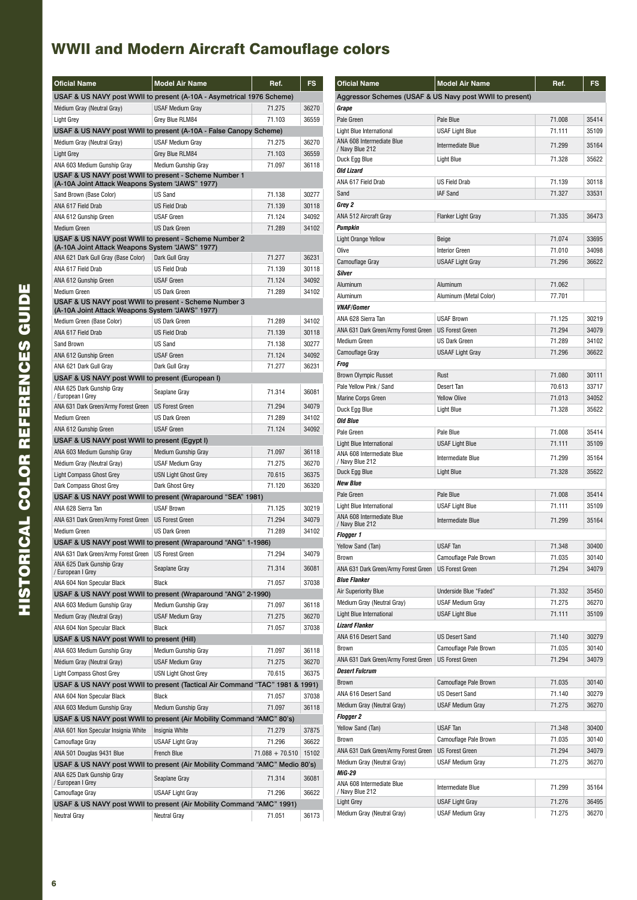# WWII and Modern Aircraft Camouflage colors

| Oficial Name | Model Air Name | Ref. | FS |
|---|---|---|---|
| **USAF & US NAVY post WWII to present (A-10A - Asymetrical 1976 Scheme)** | | | |
| Médium Gray (Neutral Gray) | USAF Medium Gray | 71.275 | 36270 |
| Light Grey | Grey Blue RLM84 | 71.103 | 36559 |
| **USAF & US NAVY post WWII to present (A-10A - False Canopy Scheme)** | | | |
| Médium Gray (Neutral Gray) | USAF Medium Gray | 71.275 | 36270 |
| Light Grey | Grey Blue RLM84 | 71.103 | 36559 |
| ANA 603 Medium Gunship Gray | Medium Gunship Gray | 71.097 | 36118 |
| **USAF & US NAVY post WWII to present - Scheme Number 1 (A-10A Joint Attack Weapons System "JAWS" 1977)** | | | |
| Sand Brown (Base Color) | US Sand | 71.138 | 30277 |
| ANA 617 Field Drab | US Field Drab | 71.139 | 30118 |
| ANA 612 Gunship Green | USAF Green | 71.124 | 34092 |
| Medium Green | US Dark Green | 71.289 | 34102 |
| **USAF & US NAVY post WWII to present - Scheme Number 2 (A-10A Joint Attack Weapons System "JAWS" 1977)** | | | |
| ANA 621 Dark Gull Gray (Base Color) | Dark Gull Gray | 71.277 | 36231 |
| ANA 617 Field Drab | US Field Drab | 71.139 | 30118 |
| ANA 612 Gunship Green | USAF Green | 71.124 | 34092 |
| Medium Green | US Dark Green | 71.289 | 34102 |
| **USAF & US NAVY post WWII to present - Scheme Number 3 (A-10A Joint Attack Weapons System "JAWS" 1977)** | | | |
| Medium Green (Base Color) | US Dark Green | 71.289 | 34102 |
| ANA 617 Field Drab | US Field Drab | 71.139 | 30118 |
| Sand Brown | US Sand | 71.138 | 30277 |
| ANA 612 Gunship Green | USAF Green | 71.124 | 34092 |
| ANA 621 Dark Gull Gray | Dark Gull Gray | 71.277 | 36231 |
| **USAF & US NAVY post WWII to present (European I)** | | | |
| ANA 625 Dark Gunship Gray / European I Grey | Seaplane Gray | 71.314 | 36081 |
| ANA 631 Dark Green/Army Forest Green | US Forest Green | 71.294 | 34079 |
| Medium Green | US Dark Green | 71.289 | 34102 |
| ANA 612 Gunship Green | USAF Green | 71.124 | 34092 |
| **USAF & US NAVY post WWII to present (Egypt I)** | | | |
| ANA 603 Medium Gunship Gray | Medium Gunship Gray | 71.097 | 36118 |
| Médium Gray (Neutral Gray) | USAF Medium Gray | 71.275 | 36270 |
| Light Compass Ghost Grey | USN Light Ghost Grey | 70.615 | 36375 |
| Dark Compass Ghost Grey | Dark Ghost Grey | 71.120 | 36320 |
| **USAF & US NAVY post WWII to present (Wraparound "SEA" 1981)** | | | |
| ANA 628 Sierra Tan | USAF Brown | 71.125 | 30219 |
| ANA 631 Dark Green/Army Forest Green | US Forest Green | 71.294 | 34079 |
| Medium Green | US Dark Green | 71.289 | 34102 |
| **USAF & US NAVY post WWII to present (Wraparound "ANG" 1-1986)** | | | |
| ANA 631 Dark Green/Army Forest Green | US Forest Green | 71.294 | 34079 |
| ANA 625 Dark Gunship Gray / European I Grey | Seaplane Gray | 71.314 | 36081 |
| ANA 604 Non Specular Black | Black | 71.057 | 37038 |
| **USAF & US NAVY post WWII to present (Wraparound "ANG" 2-1990)** | | | |
| ANA 603 Medium Gunship Gray | Medium Gunship Gray | 71.097 | 36118 |
| Medium Gray (Neutral Gray) | USAF Medium Gray | 71.275 | 36270 |
| ANA 604 Non Specular Black | Black | 71.057 | 37038 |
| **USAF & US NAVY post WWII to present (Hill)** | | | |
| ANA 603 Medium Gunship Gray | Medium Gunship Gray | 71.097 | 36118 |
| Médium Gray (Neutral Gray) | USAF Medium Gray | 71.275 | 36270 |
| Light Compass Ghost Grey | USN Light Ghost Grey | 70.615 | 36375 |
| **USAF & US NAVY post WWII to present (Tactical Air Command "TAC" 1981 & 1991)** | | | |
| ANA 604 Non Specular Black | Black | 71.057 | 37038 |
| ANA 603 Medium Gunship Gray | Medium Gunship Gray | 71.097 | 36118 |
| **USAF & US NAVY post WWII to present (Air Mobility Command "AMC" 80's)** | | | |
| ANA 601 Non Specular Insignia White | Insignia White | 71.279 | 37875 |
| Camouflage Gray | USAAF Light Gray | 71.296 | 36622 |
| ANA 501 Douglas 9431 Blue | French Blue | 71.088 + 70.510 | 15102 |
| **USAF & US NAVY post WWII to present (Air Mobility Command "AMC" Medio 80's)** | | | |
| ANA 625 Dark Gunship Gray / European I Grey | Seaplane Gray | 71.314 | 36081 |
| Camouflage Gray | USAAF Light Gray | 71.296 | 36622 |
| **USAF & US NAVY post WWII to present (Air Mobility Command "AMC" 1991)** | | | |
| Neutral Gray | Neutral Gray | 71.051 | 36173 |

| Oficial Name | Model Air Name | Ref. | FS |
|---|---|---|---|
| **Aggressor Schemes (USAF & US Navy post WWII to present)** | | | |
| ***Grape*** | | | |
| Pale Green | Pale Blue | 71.008 | 35414 |
| Light Blue International | USAF Light Blue | 71.111 | 35109 |
| ANA 608 Intermediate Blue / Navy Blue 212 | Intermediate Blue | 71.299 | 35164 |
| Duck Egg Blue | Light Blue | 71.328 | 35622 |
| ***Old Lizard*** | | | |
| ANA 617 Field Drab | US Field Drab | 71.139 | 30118 |
| Sand | IAF Sand | 71.327 | 33531 |
| ***Grey 2*** | | | |
| ANA 512 Aircraft Gray | Flanker Light Gray | 71.335 | 36473 |
| ***Pumpkin*** | | | |
| Light Orange Yellow | Beige | 71.074 | 33695 |
| Olive | Interior Green | 71.010 | 34098 |
| Camouflage Gray | USAAF Light Gray | 71.296 | 36622 |
| ***Silver*** | | | |
| Aluminum | Aluminum | 71.062 | |
| Aluminum | Aluminum (Metal Color) | 77.701 | |
| ***VNAF/Gomer*** | | | |
| ANA 628 Sierra Tan | USAF Brown | 71.125 | 30219 |
| ANA 631 Dark Green/Army Forest Green | US Forest Green | 71.294 | 34079 |
| Medium Green | US Dark Green | 71.289 | 34102 |
| Camouflage Gray | USAAF Light Gray | 71.296 | 36622 |
| ***Frog*** | | | |
| Brown Olympic Russet | Rust | 71.080 | 30111 |
| Pale Yellow Pink / Sand | Desert Tan | 70.613 | 33717 |
| Marine Corps Green | Yellow Olive | 71.013 | 34052 |
| Duck Egg Blue | Light Blue | 71.328 | 35622 |
| ***Old Blue*** | | | |
| Pale Green | Pale Blue | 71.008 | 35414 |
| Light Blue International | USAF Light Blue | 71.111 | 35109 |
| ANA 608 Intermediate Blue / Navy Blue 212 | Intermediate Blue | 71.299 | 35164 |
| Duck Egg Blue | Light Blue | 71.328 | 35622 |
| ***New Blue*** | | | |
| Pale Green | Pale Blue | 71.008 | 35414 |
| Light Blue International | USAF Light Blue | 71.111 | 35109 |
| ANA 608 Intermediate Blue / Navy Blue 212 | Intermediate Blue | 71.299 | 35164 |
| ***Flogger 1*** | | | |
| Yellow Sand (Tan) | USAF Tan | 71.348 | 30400 |
| Brown | Camouflage Pale Brown | 71.035 | 30140 |
| ANA 631 Dark Green/Army Forest Green | US Forest Green | 71.294 | 34079 |
| ***Blue Flanker*** | | | |
| Air Superiority Blue | Underside Blue "Faded" | 71.332 | 35450 |
| Médium Gray (Neutral Gray) | USAF Medium Gray | 71.275 | 36270 |
| Light Blue International | USAF Light Blue | 71.111 | 35109 |
| ***Lizard Flanker*** | | | |
| ANA 616 Desert Sand | US Desert Sand | 71.140 | 30279 |
| Brown | Camouflage Pale Brown | 71.035 | 30140 |
| ANA 631 Dark Green/Army Forest Green | US Forest Green | 71.294 | 34079 |
| ***Desert Fulcrum*** | | | |
| Brown | Camouflage Pale Brown | 71.035 | 30140 |
| ANA 616 Desert Sand | US Desert Sand | 71.140 | 30279 |
| Médium Gray (Neutral Gray) | USAF Medium Gray | 71.275 | 36270 |
| ***Flogger 2*** | | | |
| Yellow Sand (Tan) | USAF Tan | 71.348 | 30400 |
| Brown | Camouflage Pale Brown | 71.035 | 30140 |
| ANA 631 Dark Green/Army Forest Green | US Forest Green | 71.294 | 34079 |
| Médium Gray (Neutral Gray) | USAF Medium Gray | 71.275 | 36270 |
| ***MiG-29*** | | | |
| ANA 608 Intermediate Blue / Navy Blue 212 | Intermediate Blue | 71.299 | 35164 |
| Light Grey | USAF Light Gray | 71.276 | 36495 |
| Médium Gray (Neutral Gray) | USAF Medium Gray | 71.275 | 36270 |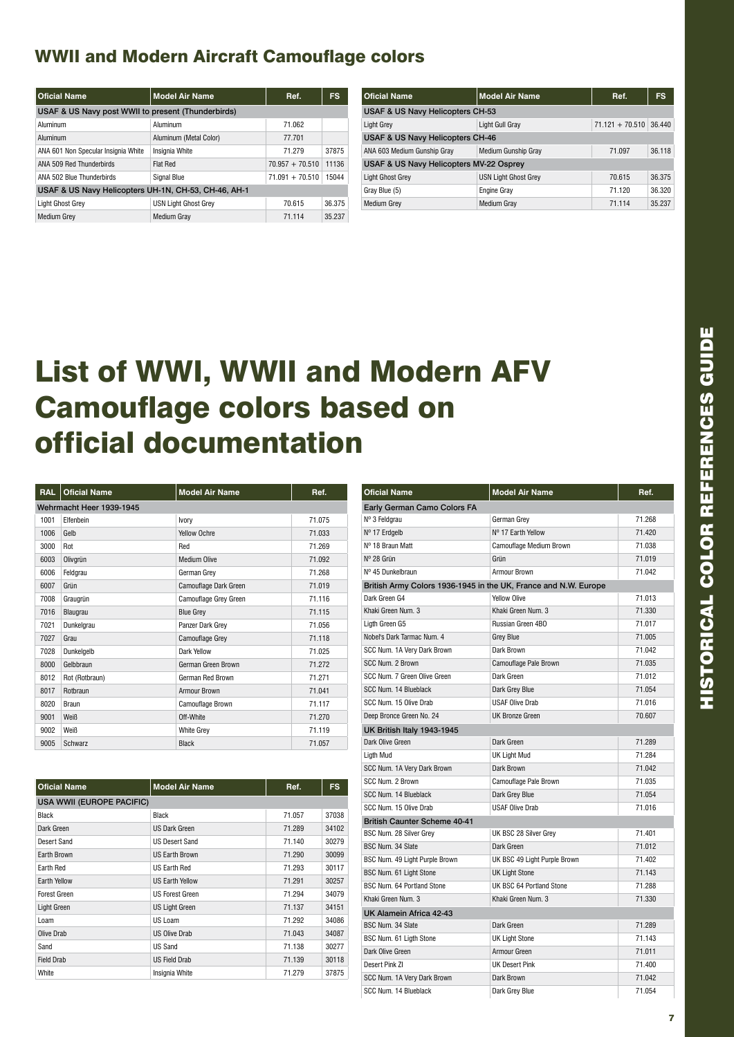## WWII and Modern Aircraft Camouflage colors

| Oficial Name | Model Air Name | Ref. | FS |
|---|---|---|---|
| USAF & US Navy post WWII to present (Thunderbirds) | | | |
| Aluminum | Aluminum | 71.062 | |
| Aluminum | Aluminum (Metal Color) | 77.701 | |
| ANA 601 Non Specular Insignia White | Insignia White | 71.279 | 37875 |
| ANA 509 Red Thunderbirds | Flat Red | 70.957 + 70.510 | 11136 |
| ANA 502 Blue Thunderbirds | Signal Blue | 71.091 + 70.510 | 15044 |
| USAF & US Navy Helicopters UH-1N, CH-53, CH-46, AH-1 | | | |
| Light Ghost Grey | USN Light Ghost Grey | 70.615 | 36.375 |
| Medium Grey | Medium Gray | 71.114 | 35.237 |

| Oficial Name | Model Air Name | Ref. | FS |
|---|---|---|---|
| USAF & US Navy Helicopters CH-53 | | | |
| Light Grey | Light Gull Gray | 71.121 + 70.510 | 36.440 |
| USAF & US Navy Helicopters CH-46 | | | |
| ANA 603 Medium Gunship Gray | Medium Gunship Gray | 71.097 | 36.118 |
| USAF & US Navy Helicopters MV-22 Osprey | | | |
| Light Ghost Grey | USN Light Ghost Grey | 70.615 | 36.375 |
| Gray Blue (5) | Engine Gray | 71.120 | 36.320 |
| Medium Grey | Medium Gray | 71.114 | 35.237 |

# List of WWI, WWII and Modern AFV Camouflage colors based on official documentation

| RAL | Oficial Name | Model Air Name | Ref. |
|---|---|---|---|
| Wehrmacht Heer 1939-1945 | | | |
| 1001 | Elfenbein | Ivory | 71.075 |
| 1006 | Gelb | Yellow Ochre | 71.033 |
| 3000 | Rot | Red | 71.269 |
| 6003 | Olivgrün | Medium Olive | 71.092 |
| 6006 | Feldgrau | German Grey | 71.268 |
| 6007 | Grün | Camouflage Dark Green | 71.019 |
| 7008 | Graugrün | Camouflage Grey Green | 71.116 |
| 7016 | Blaugrau | Blue Grey | 71.115 |
| 7021 | Dunkelgrau | Panzer Dark Grey | 71.056 |
| 7027 | Grau | Camouflage Grey | 71.118 |
| 7028 | Dunkelgelb | Dark Yellow | 71.025 |
| 8000 | Gelbbraun | German Green Brown | 71.272 |
| 8012 | Rot (Rotbraun) | German Red Brown | 71.271 |
| 8017 | Rotbraun | Armour Brown | 71.041 |
| 8020 | Braun | Camouflage Brown | 71.117 |
| 9001 | Weiß | Off-White | 71.270 |
| 9002 | Weiß | White Grey | 71.119 |
| 9005 | Schwarz | Black | 71.057 |

| Oficial Name | Model Air Name | Ref. | FS |
|---|---|---|---|
| USA WWII (EUROPE PACIFIC) | | | |
| Black | Black | 71.057 | 37038 |
| Dark Green | US Dark Green | 71.289 | 34102 |
| Desert Sand | US Desert Sand | 71.140 | 30279 |
| Earth Brown | US Earth Brown | 71.290 | 30099 |
| Earth Red | US Earth Red | 71.293 | 30117 |
| Earth Yellow | US Earth Yellow | 71.291 | 30257 |
| Forest Green | US Forest Green | 71.294 | 34079 |
| Light Green | US Light Green | 71.137 | 34151 |
| Loam | US Loam | 71.292 | 34086 |
| Olive Drab | US Olive Drab | 71.043 | 34087 |
| Sand | US Sand | 71.138 | 30277 |
| Field Drab | US Field Drab | 71.139 | 30118 |
| White | Insignia White | 71.279 | 37875 |

| Oficial Name | Model Air Name | Ref. |
|---|---|---|
| Early German Camo Colors FA | | |
| Nº 3 Feldgrau | German Grey | 71.268 |
| Nº 17 Erdgelb | Nº 17 Earth Yellow | 71.420 |
| Nº 18 Braun Matt | Camouflage Medium Brown | 71.038 |
| Nº 28 Grün | Grün | 71.019 |
| Nº 45 Dunkelbraun | Armour Brown | 71.042 |
| British Army Colors 1936-1945 in the UK, France and N.W. Europe | | |
| Dark Green G4 | Yellow Olive | 71.013 |
| Khaki Green Num. 3 | Khaki Green Num. 3 | 71.330 |
| Ligth Green G5 | Russian Green 4BO | 71.017 |
| Nobel's Dark Tarmac Num. 4 | Grey Blue | 71.005 |
| SCC Num. 1A Very Dark Brown | Dark Brown | 71.042 |
| SCC Num. 2 Brown | Camouflage Pale Brown | 71.035 |
| SCC Num. 7 Green Olive Green | Dark Green | 71.012 |
| SCC Num. 14 Blueblack | Dark Grey Blue | 71.054 |
| SCC Num. 15 Olive Drab | USAF Olive Drab | 71.016 |
| Deep Bronce Green No. 24 | UK Bronze Green | 70.607 |
| UK British Italy 1943-1945 | | |
| Dark Olive Green | Dark Green | 71.289 |
| Ligth Mud | UK Light Mud | 71.284 |
| SCC Num. 1A Very Dark Brown | Dark Brown | 71.042 |
| SCC Num. 2 Brown | Camouflage Pale Brown | 71.035 |
| SCC Num. 14 Blueblack | Dark Grey Blue | 71.054 |
| SCC Num. 15 Olive Drab | USAF Olive Drab | 71.016 |
| British Caunter Scheme 40-41 | | |
| BSC Num. 28 Silver Grey | UK BSC 28 Silver Grey | 71.401 |
| BSC Num. 34 Slate | Dark Green | 71.012 |
| BSC Num. 49 Light Purple Brown | UK BSC 49 Light Purple Brown | 71.402 |
| BSC Num. 61 Light Stone | UK Light Stone | 71.143 |
| BSC Num. 64 Portland Stone | UK BSC 64 Portland Stone | 71.288 |
| Khaki Green Num. 3 | Khaki Green Num. 3 | 71.330 |
| UK Alamein Africa 42-43 | | |
| BSC Num. 34 Slate | Dark Green | 71.289 |
| BSC Num. 61 Ligth Stone | UK Light Stone | 71.143 |
| Dark Olive Green | Armour Green | 71.011 |
| Desert Pink ZI | UK Desert Pink | 71.400 |
| SCC Num. 1A Very Dark Brown | Dark Brown | 71.042 |
| SCC Num. 14 Blueblack | Dark Grey Blue | 71.054 |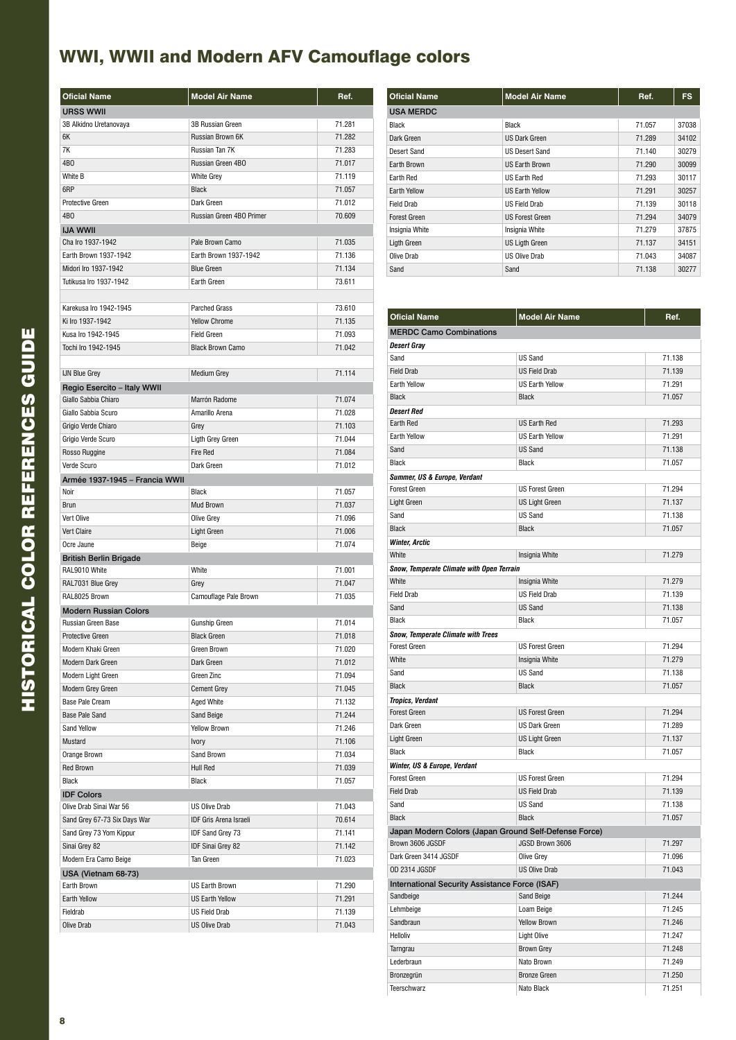# WWI, WWII and Modern AFV Camouflage colors

| Oficial Name | Model Air Name | Ref. |
|---|---|---|
| **URSS WWII** | | |
| 3B Alkidno Uretanovaya | 3B Russian Green | 71.281 |
| 6K | Russian Brown 6K | 71.282 |
| 7K | Russian Tan 7K | 71.283 |
| 4BO | Russian Green 4BO | 71.017 |
| White B | White Grey | 71.119 |
| 6RP | Black | 71.057 |
| Protective Green | Dark Green | 71.012 |
| 4BO | Russian Green 4BO Primer | 70.609 |
| **IJA WWII** | | |
| Cha Iro 1937-1942 | Pale Brown Camo | 71.035 |
| Earth Brown 1937-1942 | Earth Brown 1937-1942 | 71.136 |
| Midori Iro 1937-1942 | Blue Green | 71.134 |
| Tutikusa Iro 1937-1942 | Earth Green | 73.611 |
| | | |
| Karekusa Iro 1942-1945 | Parched Grass | 73.610 |
| Ki Iro 1937-1942 | Yellow Chrome | 71.135 |
| Kusa Iro 1942-1945 | Field Green | 71.093 |
| Tochi Iro 1942-1945 | Black Brown Camo | 71.042 |
| | | |
| IJN Blue Grey | Medium Grey | 71.114 |
| **Regio Esercito – Italy WWII** | | |
| Giallo Sabbia Chiaro | Marrón Radome | 71.074 |
| Giallo Sabbia Scuro | Amarillo Arena | 71.028 |
| Grigio Verde Chiaro | Grey | 71.103 |
| Grigio Verde Scuro | Ligth Grey Green | 71.044 |
| Rosso Ruggine | Fire Red | 71.084 |
| Verde Scuro | Dark Green | 71.012 |
| **Armée 1937-1945 – Francia WWII** | | |
| Noir | Black | 71.057 |
| Brun | Mud Brown | 71.037 |
| Vert Olive | Olive Grey | 71.096 |
| Vert Claire | Light Green | 71.006 |
| Ocre Jaune | Beige | 71.074 |
| **British Berlin Brigade** | | |
| RAL9010 White | White | 71.001 |
| RAL7031 Blue Grey | Grey | 71.047 |
| RAL8025 Brown | Camouflage Pale Brown | 71.035 |
| **Modern Russian Colors** | | |
| Russian Green Base | Gunship Green | 71.014 |
| Protective Green | Black Green | 71.018 |
| Modern Khaki Green | Green Brown | 71.020 |
| Modern Dark Green | Dark Green | 71.012 |
| Modern Light Green | Green Zinc | 71.094 |
| Modern Grey Green | Cement Grey | 71.045 |
| Base Pale Cream | Aged White | 71.132 |
| Base Pale Sand | Sand Beige | 71.244 |
| Sand Yellow | Yellow Brown | 71.246 |
| Mustard | Ivory | 71.106 |
| Orange Brown | Sand Brown | 71.034 |
| Red Brown | Hull Red | 71.039 |
| Black | Black | 71.057 |
| **IDF Colors** | | |
| Olive Drab Sinai War 56 | US Olive Drab | 71.043 |
| Sand Grey 67-73 Six Days War | IDF Gris Arena Israeli | 70.614 |
| Sand Grey 73 Yom Kippur | IDF Sand Grey 73 | 71.141 |
| Sinai Grey 82 | IDF Sinai Grey 82 | 71.142 |
| Modern Era Camo Beige | Tan Green | 71.023 |
| **USA (Vietnam 68-73)** | | |
| Earth Brown | US Earth Brown | 71.290 |
| Earth Yellow | US Earth Yellow | 71.291 |
| Fieldrab | US Field Drab | 71.139 |
| Olive Drab | US Olive Drab | 71.043 |

| Oficial Name | Model Air Name | Ref. | FS |
|---|---|---|---|
| **USA MERDC** | | | |
| Black | Black | 71.057 | 37038 |
| Dark Green | US Dark Green | 71.289 | 34102 |
| Desert Sand | US Desert Sand | 71.140 | 30279 |
| Earth Brown | US Earth Brown | 71.290 | 30099 |
| Earth Red | US Earth Red | 71.293 | 30117 |
| Earth Yellow | US Earth Yellow | 71.291 | 30257 |
| Field Drab | US Field Drab | 71.139 | 30118 |
| Forest Green | US Forest Green | 71.294 | 34079 |
| Insignia White | Insignia White | 71.279 | 37875 |
| Ligth Green | US Ligth Green | 71.137 | 34151 |
| Olive Drab | US Olive Drab | 71.043 | 34087 |
| Sand | Sand | 71.138 | 30277 |

| Oficial Name | Model Air Name | Ref. |
|---|---|---|
| **MERDC Camo Combinations** | | |
| ***Desert Gray*** | | |
| Sand | US Sand | 71.138 |
| Field Drab | US Field Drab | 71.139 |
| Earth Yellow | US Earth Yellow | 71.291 |
| Black | Black | 71.057 |
| ***Desert Red*** | | |
| Earth Red | US Earth Red | 71.293 |
| Earth Yellow | US Earth Yellow | 71.291 |
| Sand | US Sand | 71.138 |
| Black | Black | 71.057 |
| ***Summer, US & Europe, Verdant*** | | |
| Forest Green | US Forest Green | 71.294 |
| Light Green | US Light Green | 71.137 |
| Sand | US Sand | 71.138 |
| Black | Black | 71.057 |
| ***Winter, Arctic*** | | |
| White | Insignia White | 71.279 |
| ***Snow, Temperate Climate with Open Terrain*** | | |
| White | Insignia White | 71.279 |
| Field Drab | US Field Drab | 71.139 |
| Sand | US Sand | 71.138 |
| Black | Black | 71.057 |
| ***Snow, Temperate Climate with Trees*** | | |
| Forest Green | US Forest Green | 71.294 |
| White | Insignia White | 71.279 |
| Sand | US Sand | 71.138 |
| Black | Black | 71.057 |
| ***Tropics, Verdant*** | | |
| Forest Green | US Forest Green | 71.294 |
| Dark Green | US Dark Green | 71.289 |
| Light Green | US Light Green | 71.137 |
| Black | Black | 71.057 |
| ***Winter, US & Europe, Verdant*** | | |
| Forest Green | US Forest Green | 71.294 |
| Field Drab | US Field Drab | 71.139 |
| Sand | US Sand | 71.138 |
| Black | Black | 71.057 |
| **Japan Modern Colors (Japan Ground Self-Defense Force)** | | |
| Brown 3606 JGSDF | JGSD Brown 3606 | 71.297 |
| Dark Green 3414 JGSDF | Olive Grey | 71.096 |
| OD 2314 JGSDF | US Olive Drab | 71.043 |
| **International Security Assistance Force (ISAF)** | | |
| Sandbeige | Sand Beige | 71.244 |
| Lehmbeige | Loam Beige | 71.245 |
| Sandbraun | Yellow Brown | 71.246 |
| Helloliv | Light Olive | 71.247 |
| Tarngrau | Brown Grey | 71.248 |
| Lederbraun | Nato Brown | 71.249 |
| Bronzegrün | Bronze Green | 71.250 |
| Teerschwarz | Nato Black | 71.251 |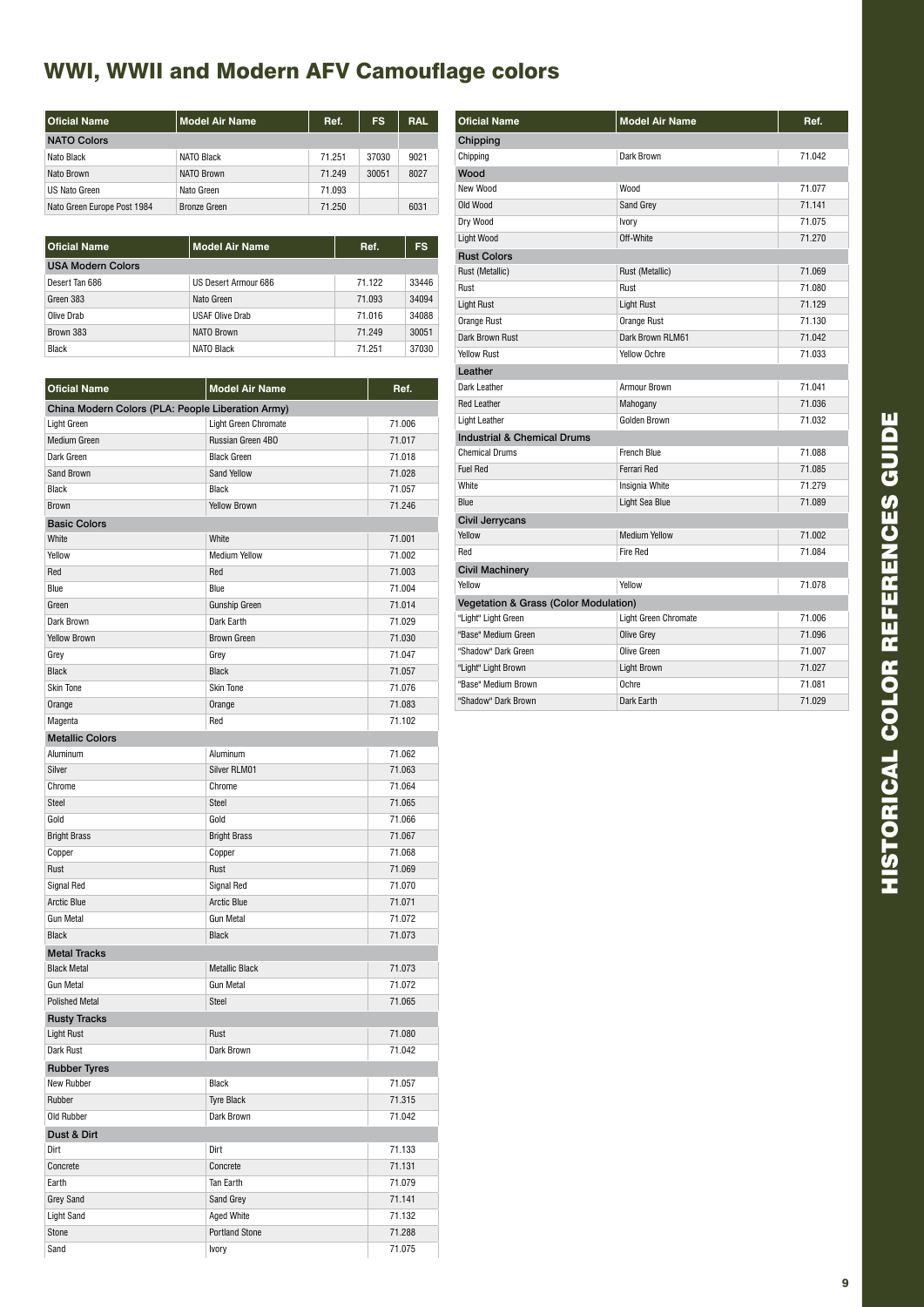# WWI, WWII and Modern AFV Camouflage colors

| Oficial Name | Model Air Name | Ref. | FS | RAL |
|---|---|---|---|---|
| **NATO Colors** | | | | |
| Nato Black | NATO Black | 71.251 | 37030 | 9021 |
| Nato Brown | NATO Brown | 71.249 | 30051 | 8027 |
| US Nato Green | Nato Green | 71.093 | | |
| Nato Green Europe Post 1984 | Bronze Green | 71.250 | | 6031 |

| Oficial Name | Model Air Name | Ref. | FS |
|---|---|---|---|
| **USA Modern Colors** | | | |
| Desert Tan 686 | US Desert Armour 686 | 71.122 | 33446 |
| Green 383 | Nato Green | 71.093 | 34094 |
| Olive Drab | USAF Olive Drab | 71.016 | 34088 |
| Brown 383 | NATO Brown | 71.249 | 30051 |
| Black | NATO Black | 71.251 | 37030 |

| Oficial Name | Model Air Name | Ref. |
|---|---|---|
| **China Modern Colors (PLA: People Liberation Army)** | | |
| Light Green | Light Green Chromate | 71.006 |
| Medium Green | Russian Green 4BO | 71.017 |
| Dark Green | Black Green | 71.018 |
| Sand Brown | Sand Yellow | 71.028 |
| Black | Black | 71.057 |
| Brown | Yellow Brown | 71.246 |
| **Basic Colors** | | |
| White | White | 71.001 |
| Yellow | Medium Yellow | 71.002 |
| Red | Red | 71.003 |
| Blue | Blue | 71.004 |
| Green | Gunship Green | 71.014 |
| Dark Brown | Dark Earth | 71.029 |
| Yellow Brown | Brown Green | 71.030 |
| Grey | Grey | 71.047 |
| Black | Black | 71.057 |
| Skin Tone | Skin Tone | 71.076 |
| Orange | Orange | 71.083 |
| Magenta | Red | 71.102 |
| **Metallic Colors** | | |
| Aluminum | Aluminum | 71.062 |
| Silver | Silver RLM01 | 71.063 |
| Chrome | Chrome | 71.064 |
| Steel | Steel | 71.065 |
| Gold | Gold | 71.066 |
| Bright Brass | Bright Brass | 71.067 |
| Copper | Copper | 71.068 |
| Rust | Rust | 71.069 |
| Signal Red | Signal Red | 71.070 |
| Arctic Blue | Arctic Blue | 71.071 |
| Gun Metal | Gun Metal | 71.072 |
| Black | Black | 71.073 |
| **Metal Tracks** | | |
| Black Metal | Metallic Black | 71.073 |
| Gun Metal | Gun Metal | 71.072 |
| Polished Metal | Steel | 71.065 |
| **Rusty Tracks** | | |
| Light Rust | Rust | 71.080 |
| Dark Rust | Dark Brown | 71.042 |
| **Rubber Tyres** | | |
| New Rubber | Black | 71.057 |
| Rubber | Tyre Black | 71.315 |
| Old Rubber | Dark Brown | 71.042 |
| **Dust & Dirt** | | |
| Dirt | Dirt | 71.133 |
| Concrete | Concrete | 71.131 |
| Earth | Tan Earth | 71.079 |
| Grey Sand | Sand Grey | 71.141 |
| Light Sand | Aged White | 71.132 |
| Stone | Portland Stone | 71.288 |
| Sand | Ivory | 71.075 |

| Oficial Name | Model Air Name | Ref. |
|---|---|---|
| **Chipping** | | |
| Chipping | Dark Brown | 71.042 |
| **Wood** | | |
| New Wood | Wood | 71.077 |
| Old Wood | Sand Grey | 71.141 |
| Dry Wood | Ivory | 71.075 |
| Light Wood | Off-White | 71.270 |
| **Rust Colors** | | |
| Rust (Metallic) | Rust (Metallic) | 71.069 |
| Rust | Rust | 71.080 |
| Light Rust | Light Rust | 71.129 |
| Orange Rust | Orange Rust | 71.130 |
| Dark Brown Rust | Dark Brown RLM61 | 71.042 |
| Yellow Rust | Yellow Ochre | 71.033 |
| **Leather** | | |
| Dark Leather | Armour Brown | 71.041 |
| Red Leather | Mahogany | 71.036 |
| Light Leather | Golden Brown | 71.032 |
| **Industrial & Chemical Drums** | | |
| Chemical Drums | French Blue | 71.088 |
| Fuel Red | Ferrari Red | 71.085 |
| White | Insignia White | 71.279 |
| Blue | Light Sea Blue | 71.089 |
| **Civil Jerrycans** | | |
| Yellow | Medium Yellow | 71.002 |
| Red | Fire Red | 71.084 |
| **Civil Machinery** | | |
| Yellow | Yellow | 71.078 |
| **Vegetation & Grass (Color Modulation)** | | |
| "Light" Light Green | Light Green Chromate | 71.006 |
| "Base" Medium Green | Olive Grey | 71.096 |
| "Shadow" Dark Green | Olive Green | 71.007 |
| "Light" Light Brown | Light Brown | 71.027 |
| "Base" Medium Brown | Ochre | 71.081 |
| "Shadow" Dark Brown | Dark Earth | 71.029 |